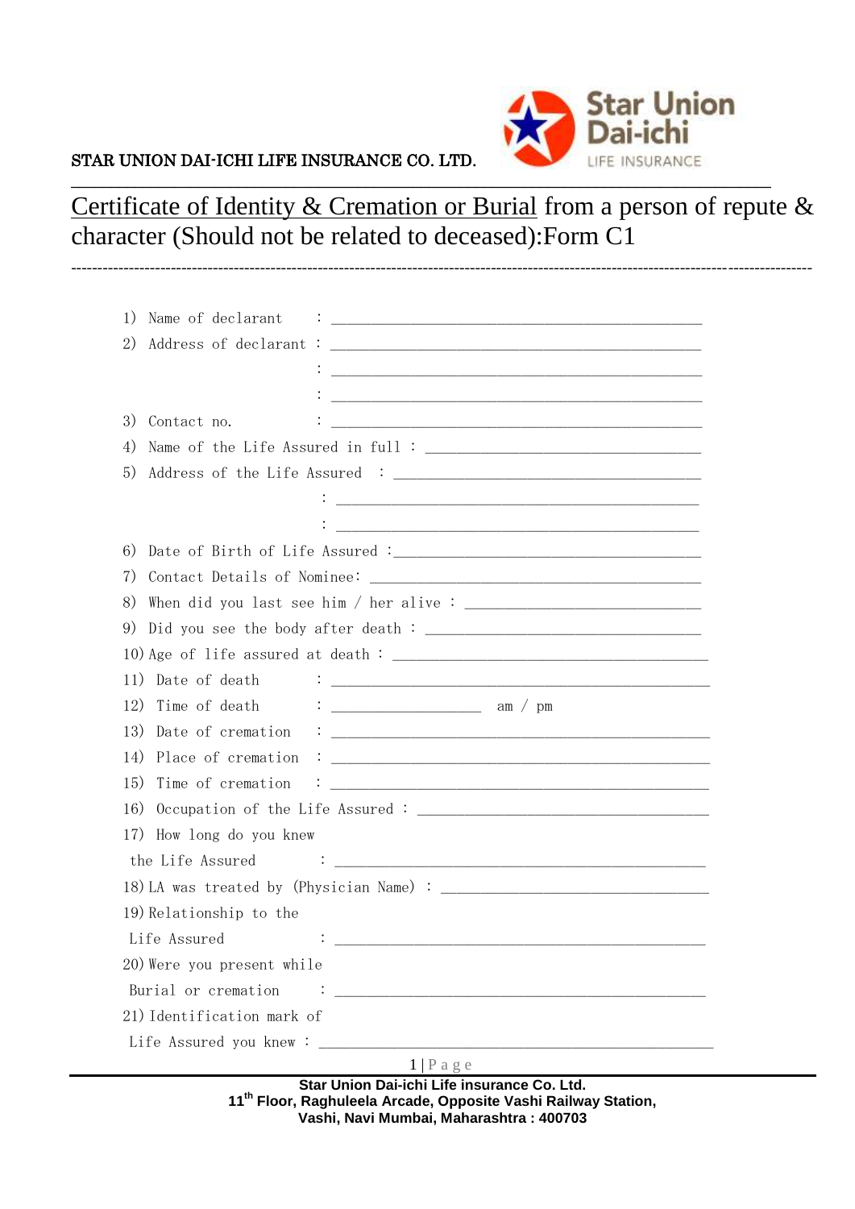STAR UNION DAI-ICHI LIFE INSURANCE CO. LTD.

Star Union Dai-ichi LIFE INSURANCE

# Certificate of Identity & Cremation or Burial from a person of repute & character (Should not be related to deceased):Form C1

---

1) Name of declarant : ____________________________________________

2) Address of declarant : ____________________________________________

: ____________________________________________

: ____________________________________________

3) Contact no. : ____________________________________________

4) Name of the Life Assured in full : ________________________________

5) Address of the Life Assured : ____________________________________

: ____________________________________________

: ____________________________________________

6) Date of Birth of Life Assured :___________________________________

7) Contact Details of Nominee: ______________________________________

8) When did you last see him / her alive : ___________________________

9) Did you see the body after death : ________________________________

10) Age of life assured at death : __________________________________

11) Date of death : ____________________________________________

12) Time of death : ___________________ am / pm

13) Date of cremation : ____________________________________________

14) Place of cremation : ____________________________________________

15) Time of cremation : ____________________________________________

16) Occupation of the Life Assured : _______________________________

17) How long do you knew the Life Assured : ____________________________________________

18) LA was treated by (Physician Name) : ______________________________

19) Relationship to the Life Assured : ____________________________________________

20) Were you present while Burial or cremation : ____________________________________________

21) Identification mark of Life Assured you knew : ____________________________________________

Star Union Dai-ichi Life insurance Co. Ltd.
11th Floor, Raghuleela Arcade, Opposite Vashi Railway Station,
Vashi, Navi Mumbai, Maharashtra : 400703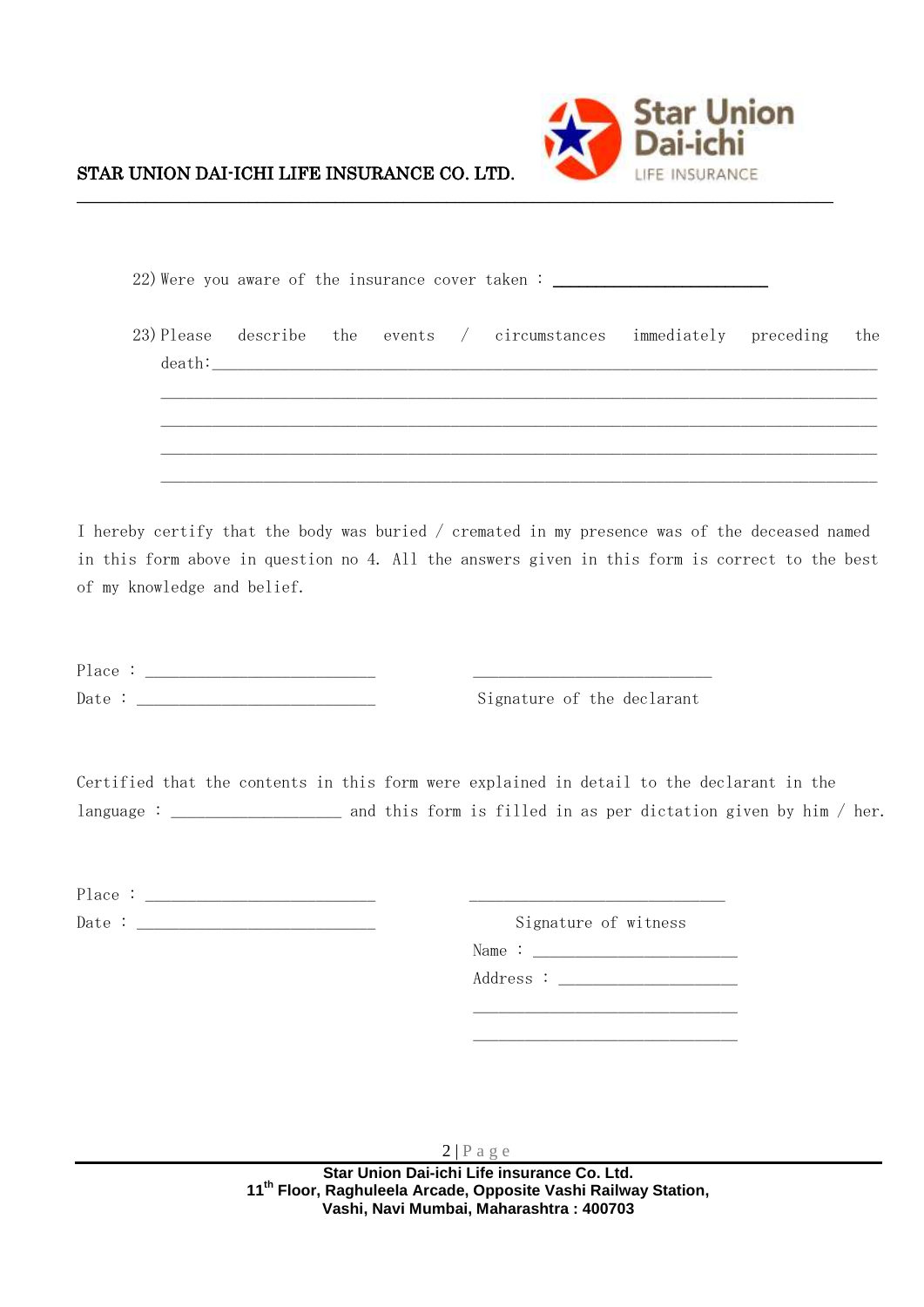22) Were you aware of the insurance cover taken : ____________________

23) Please describe the events / circumstances immediately preceding the death:______________________________________________________________

______________________________________________________________

______________________________________________________________

______________________________________________________________

______________________________________________________________

I hereby certify that the body was buried / cremated in my presence was of the deceased named in this form above in question no 4. All the answers given in this form is correct to the best of my knowledge and belief.

Place : ______________________

Date : ______________________

______________________
Signature of the declarant

Certified that the contents in this form were explained in detail to the declarant in the language : ________________ and this form is filled in as per dictation given by him / her.

Place : ______________________

Date : ______________________

______________________
Signature of witness

Name : ____________________

Address : __________________

______________________

______________________

**Star Union Dai-ichi Life insurance Co. Ltd.**
**11th Floor, Raghuleela Arcade, Opposite Vashi Railway Station,**
**Vashi, Navi Mumbai, Maharashtra : 400703**